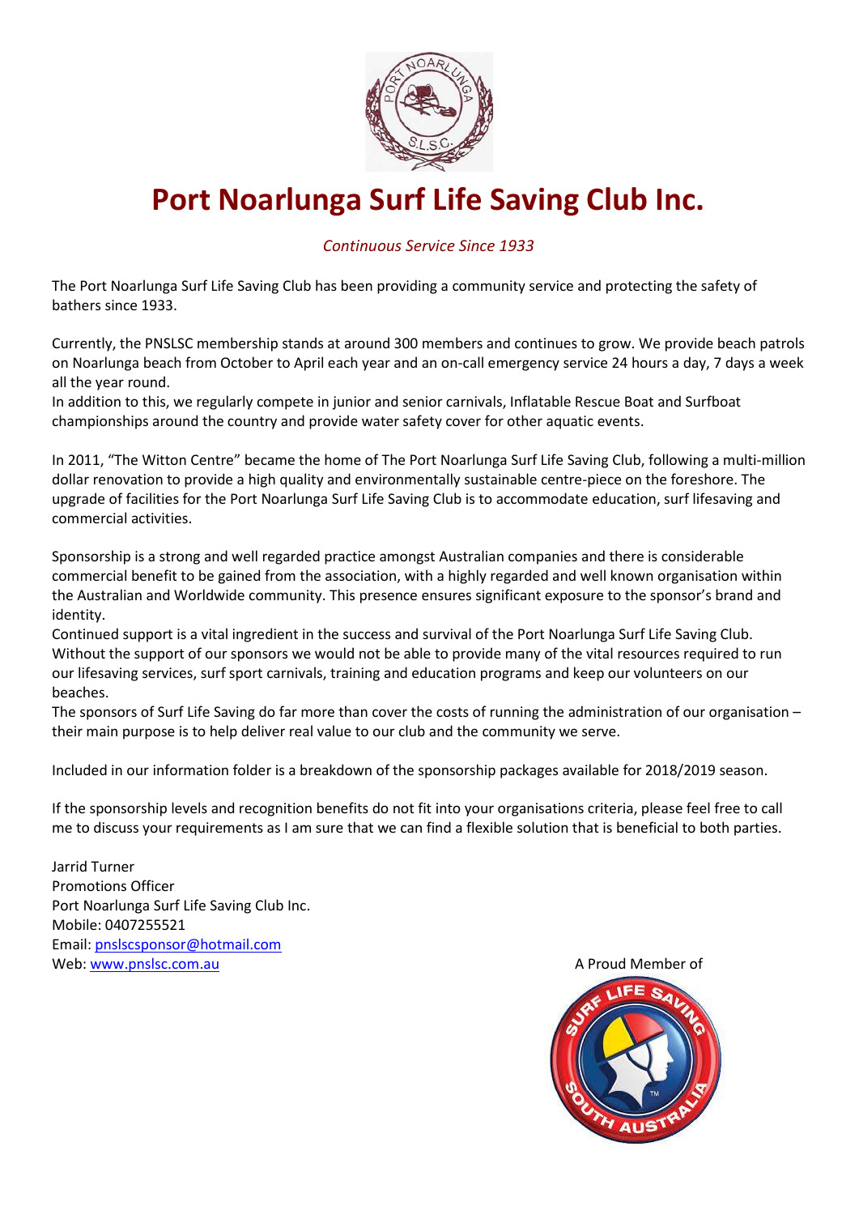# Port Noarlunga Surf Life Saving Club Inc.

*Continuous Service Since 1933*

The Port Noarlunga Surf Life Saving Club has been providing a community service and protecting the safety of bathers since 1933.

Currently, the PNSLSC membership stands at around 300 members and continues to grow. We provide beach patrols on Noarlunga beach from October to April each year and an on-call emergency service 24 hours a day, 7 days a week all the year round.

In addition to this, we regularly compete in junior and senior carnivals, Inflatable Rescue Boat and Surfboat championships around the country and provide water safety cover for other aquatic events.

In 2011, "The Witton Centre" became the home of The Port Noarlunga Surf Life Saving Club, following a multi-million dollar renovation to provide a high quality and environmentally sustainable centre-piece on the foreshore. The upgrade of facilities for the Port Noarlunga Surf Life Saving Club is to accommodate education, surf lifesaving and commercial activities.

Sponsorship is a strong and well regarded practice amongst Australian companies and there is considerable commercial benefit to be gained from the association, with a highly regarded and well known organisation within the Australian and Worldwide community. This presence ensures significant exposure to the sponsor's brand and identity.

Continued support is a vital ingredient in the success and survival of the Port Noarlunga Surf Life Saving Club. Without the support of our sponsors we would not be able to provide many of the vital resources required to run our lifesaving services, surf sport carnivals, training and education programs and keep our volunteers on our beaches.

The sponsors of Surf Life Saving do far more than cover the costs of running the administration of our organisation – their main purpose is to help deliver real value to our club and the community we serve.

Included in our information folder is a breakdown of the sponsorship packages available for 2018/2019 season.

If the sponsorship levels and recognition benefits do not fit into your organisations criteria, please feel free to call me to discuss your requirements as I am sure that we can find a flexible solution that is beneficial to both parties.

Jarrid Turner
Promotions Officer
Port Noarlunga Surf Life Saving Club Inc.
Mobile: 0407255521
Email: pnslscsponsor@hotmail.com
Web: www.pnslsc.com.au

A Proud Member of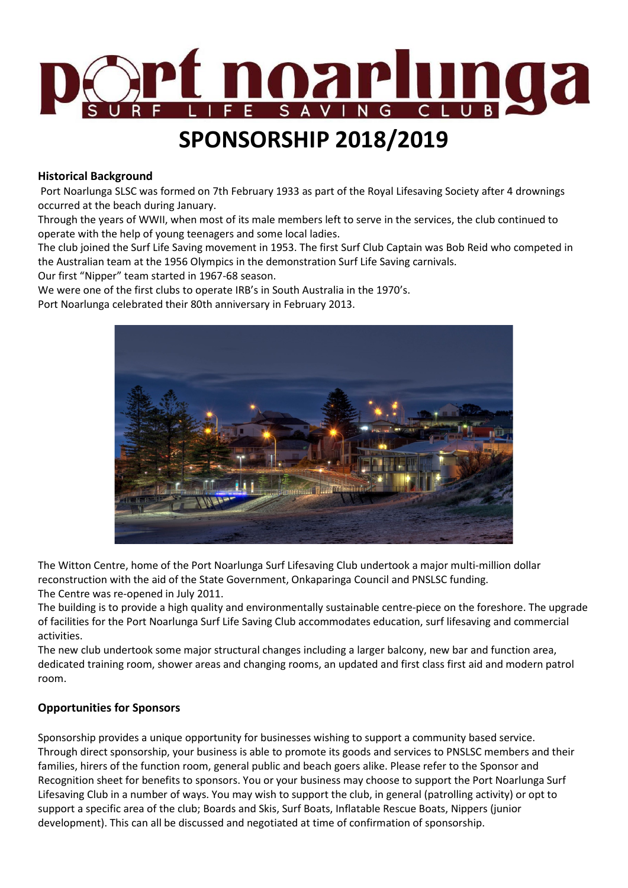# port noarlunga SURF LIFE SAVING CLUB

# SPONSORSHIP 2018/2019

**Historical Background**

Port Noarlunga SLSC was formed on 7th February 1933 as part of the Royal Lifesaving Society after 4 drownings occurred at the beach during January.

Through the years of WWII, when most of its male members left to serve in the services, the club continued to operate with the help of young teenagers and some local ladies.

The club joined the Surf Life Saving movement in 1953. The first Surf Club Captain was Bob Reid who competed in the Australian team at the 1956 Olympics in the demonstration Surf Life Saving carnivals.

Our first "Nipper" team started in 1967-68 season.

We were one of the first clubs to operate IRB's in South Australia in the 1970's.

Port Noarlunga celebrated their 80th anniversary in February 2013.

The Witton Centre, home of the Port Noarlunga Surf Lifesaving Club undertook a major multi-million dollar reconstruction with the aid of the State Government, Onkaparinga Council and PNSLSC funding.

The Centre was re-opened in July 2011.

The building is to provide a high quality and environmentally sustainable centre-piece on the foreshore. The upgrade of facilities for the Port Noarlunga Surf Life Saving Club accommodates education, surf lifesaving and commercial activities.

The new club undertook some major structural changes including a larger balcony, new bar and function area, dedicated training room, shower areas and changing rooms, an updated and first class first aid and modern patrol room.

**Opportunities for Sponsors**

Sponsorship provides a unique opportunity for businesses wishing to support a community based service. Through direct sponsorship, your business is able to promote its goods and services to PNSLSC members and their families, hirers of the function room, general public and beach goers alike. Please refer to the Sponsor and Recognition sheet for benefits to sponsors. You or your business may choose to support the Port Noarlunga Surf Lifesaving Club in a number of ways. You may wish to support the club, in general (patrolling activity) or opt to support a specific area of the club; Boards and Skis, Surf Boats, Inflatable Rescue Boats, Nippers (junior development). This can all be discussed and negotiated at time of confirmation of sponsorship.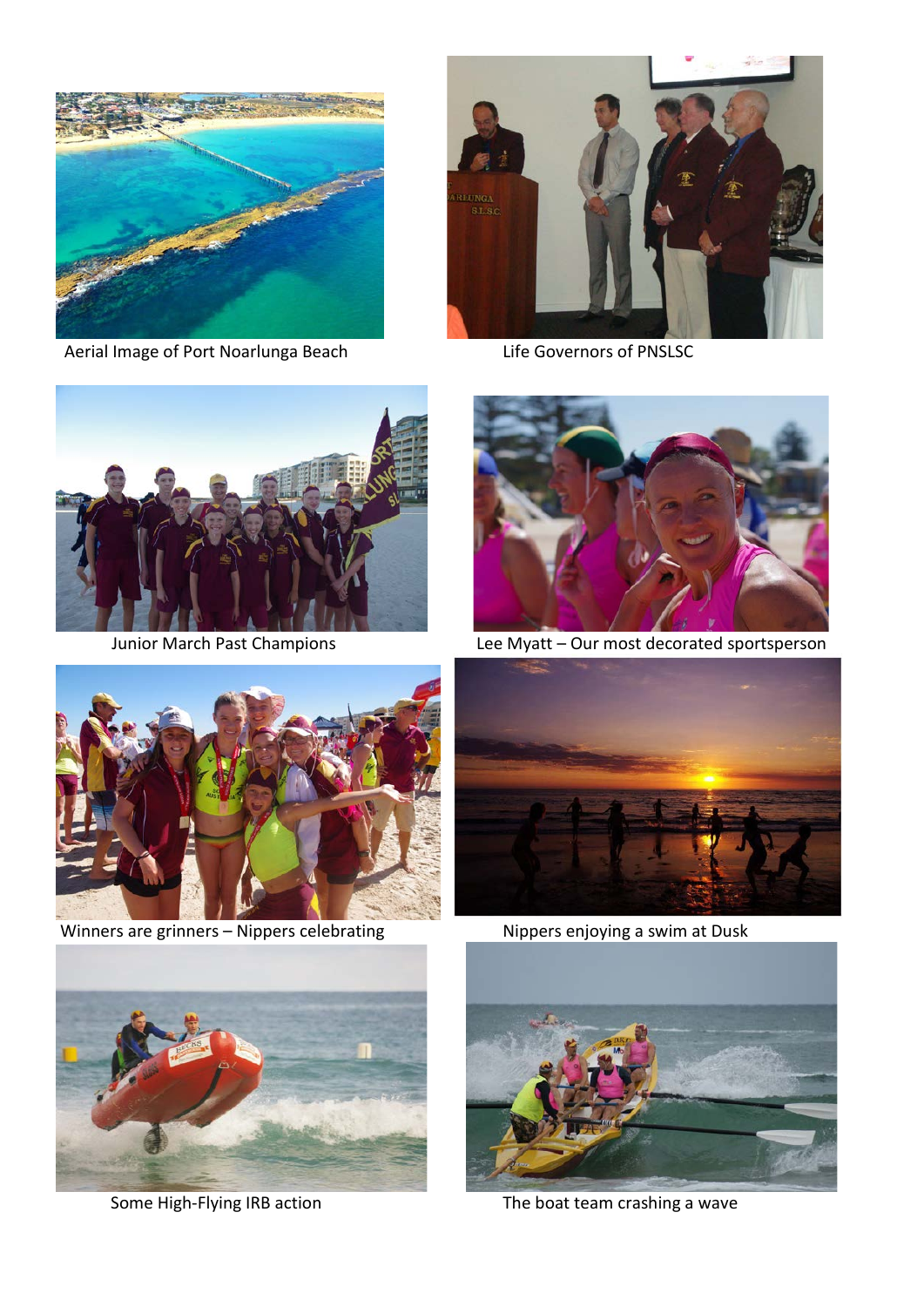Aerial Image of Port Noarlunga Beach

Life Governors of PNSLSC

Junior March Past Champions

Lee Myatt – Our most decorated sportsperson

Winners are grinners – Nippers celebrating

Nippers enjoying a swim at Dusk

Some High-Flying IRB action

The boat team crashing a wave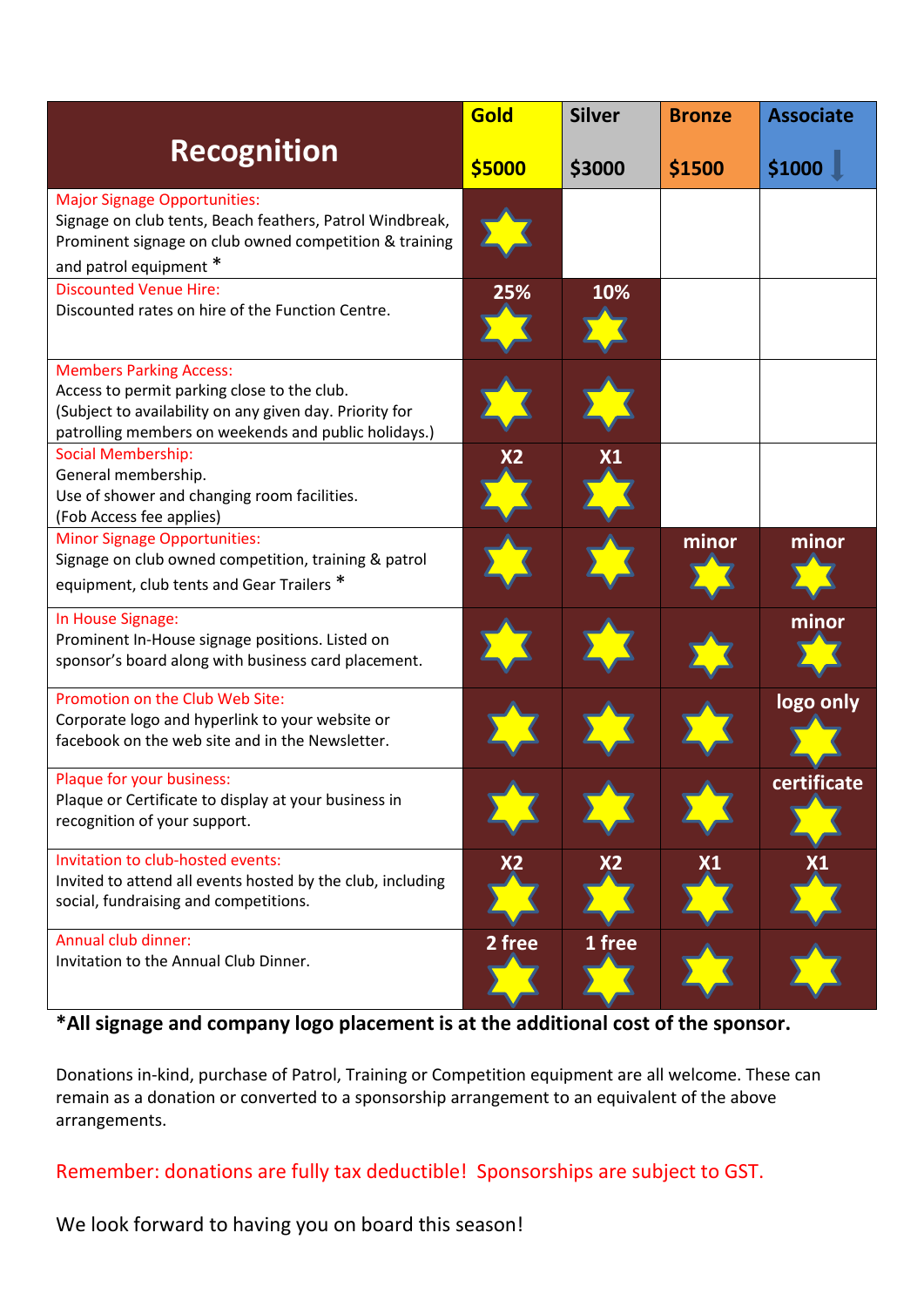| Recognition | Gold<br>$5000 | Silver<br>$3000 | Bronze<br>$1500 | Associate<br>$1000 |
|---|---|---|---|---|
| Major Signage Opportunities:<br>Signage on club tents, Beach feathers, Patrol Windbreak, Prominent signage on club owned competition & training and patrol equipment * | ★ | | | |
| Discounted Venue Hire:<br>Discounted rates on hire of the Function Centre. | 25% ★ | 10% ★ | | |
| Members Parking Access:<br>Access to permit parking close to the club.<br>(Subject to availability on any given day. Priority for patrolling members on weekends and public holidays.) | ★ | ★ | | |
| Social Membership:<br>General membership.<br>Use of shower and changing room facilities.<br>(Fob Access fee applies) | X2 ★ | X1 ★ | | |
| Minor Signage Opportunities:<br>Signage on club owned competition, training & patrol equipment, club tents and Gear Trailers * | ★ | ★ | minor ★ | minor ★ |
| In House Signage:<br>Prominent In-House signage positions. Listed on sponsor's board along with business card placement. | ★ | ★ | ★ | minor ★ |
| Promotion on the Club Web Site:<br>Corporate logo and hyperlink to your website or facebook on the web site and in the Newsletter. | ★ | ★ | ★ | logo only ★ |
| Plaque for your business:<br>Plaque or Certificate to display at your business in recognition of your support. | ★ | ★ | ★ | certificate ★ |
| Invitation to club-hosted events:<br>Invited to attend all events hosted by the club, including social, fundraising and competitions. | X2 ★ | X2 ★ | X1 ★ | X1 ★ |
| Annual club dinner:<br>Invitation to the Annual Club Dinner. | 2 free ★ | 1 free ★ | ★ | ★ |

**\*All signage and company logo placement is at the additional cost of the sponsor.**

Donations in-kind, purchase of Patrol, Training or Competition equipment are all welcome. These can remain as a donation or converted to a sponsorship arrangement to an equivalent of the above arrangements.

Remember: donations are fully tax deductible! Sponsorships are subject to GST.

We look forward to having you on board this season!